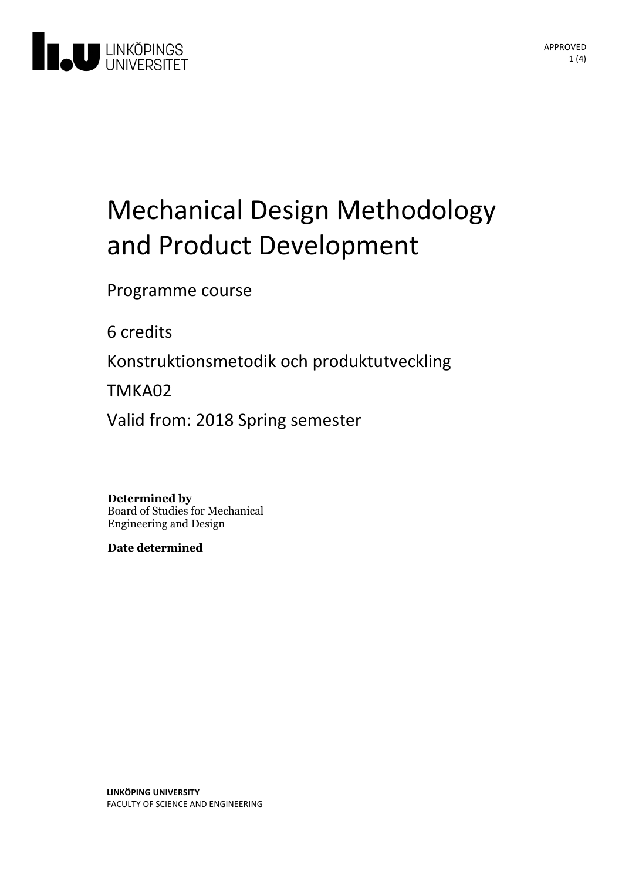# Mechanical Design Methodology and Product Development

Programme course

6 credits

Konstruktionsmetodik och produktutveckling

TMKA02

Valid from: 2018 Spring semester

**Determined by**
Board of Studies for Mechanical Engineering and Design

**Date determined**

**LINKÖPING UNIVERSITY**
FACULTY OF SCIENCE AND ENGINEERING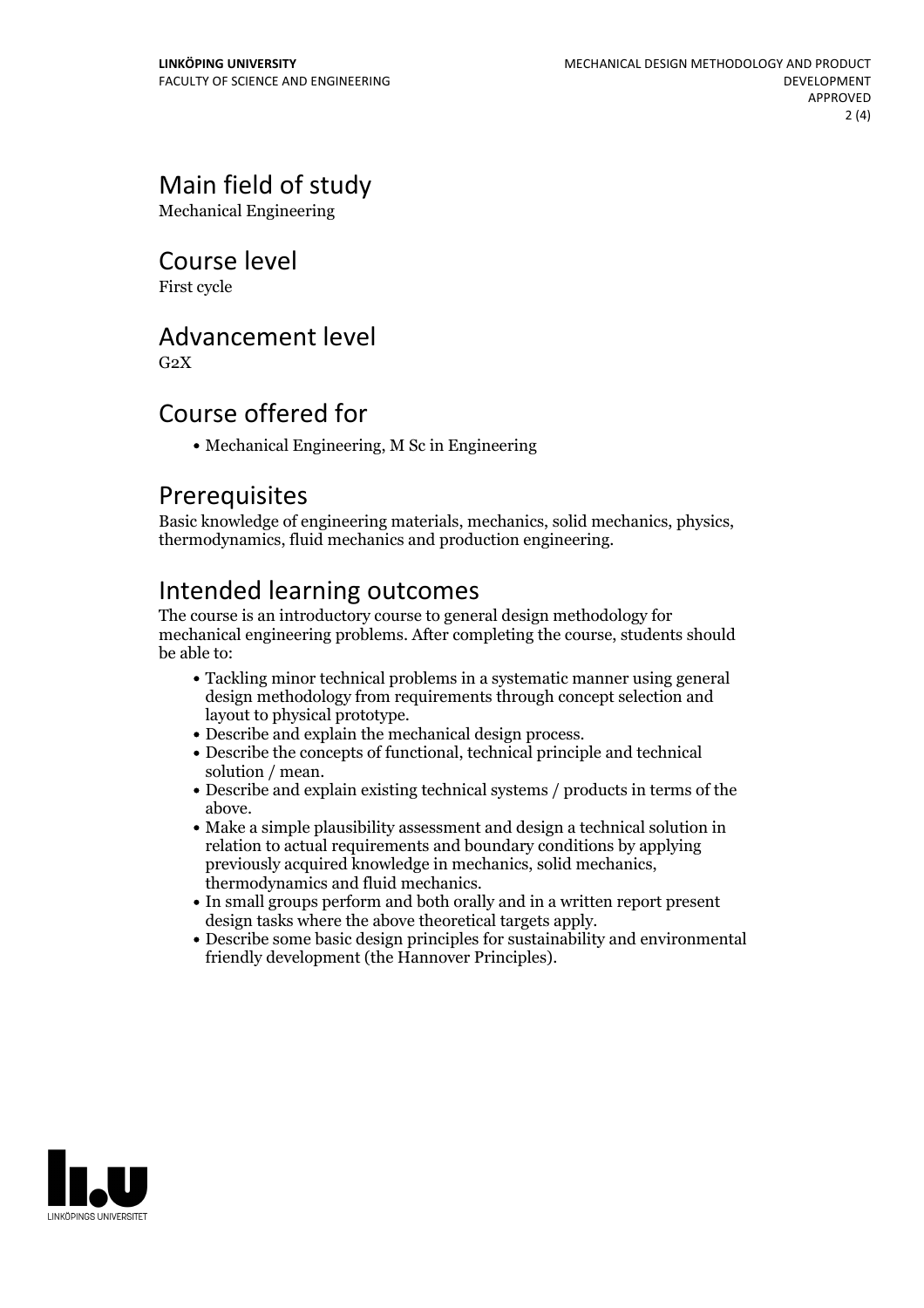# Main field of study

Mechanical Engineering

# Course level

First cycle

# Advancement level

G2X

# Course offered for

- Mechanical Engineering, M Sc in Engineering

# Prerequisites

Basic knowledge of engineering materials, mechanics, solid mechanics, physics, thermodynamics, fluid mechanics and production engineering.

# Intended learning outcomes

The course is an introductory course to general design methodology for mechanical engineering problems. After completing the course, students should be able to:

- Tackling minor technical problems in a systematic manner using general design methodology from requirements through concept selection and layout to physical prototype.
- Describe and explain the mechanical design process.
- Describe the concepts of functional, technical principle and technical solution / mean.
- Describe and explain existing technical systems / products in terms of the above.
- Make a simple plausibility assessment and design a technical solution in relation to actual requirements and boundary conditions by applying previously acquired knowledge in mechanics, solid mechanics, thermodynamics and fluid mechanics.
- In small groups perform and both orally and in a written report present design tasks where the above theoretical targets apply.
- Describe some basic design principles for sustainability and environmental friendly development (the Hannover Principles).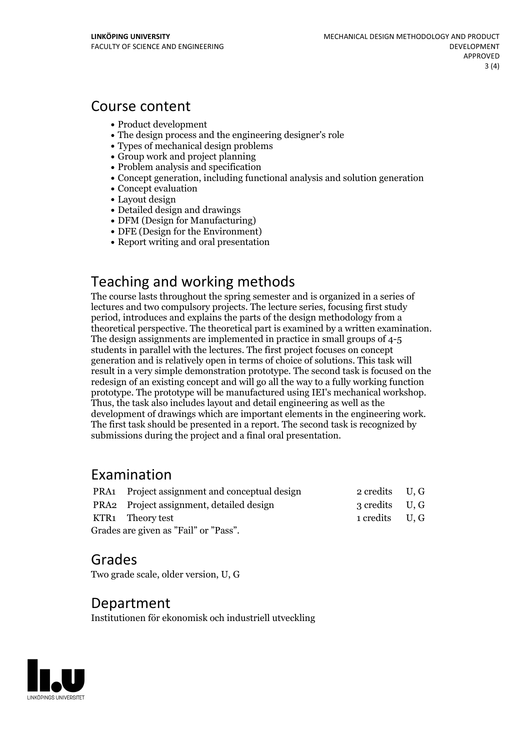## Course content

- Product development
- The design process and the engineering designer's role
- Types of mechanical design problems
- Group work and project planning
- Problem analysis and specification
- Concept generation, including functional analysis and solution generation
- Concept evaluation
- Layout design
- Detailed design and drawings
- DFM (Design for Manufacturing)
- DFE (Design for the Environment)
- Report writing and oral presentation

## Teaching and working methods

The course lasts throughout the spring semester and is organized in a series of lectures and two compulsory projects. The lecture series, focusing first study period, introduces and explains the parts of the design methodology from a theoretical perspective. The theoretical part is examined by a written examination. The design assignments are implemented in practice in small groups of 4-5 students in parallel with the lectures. The first project focuses on concept generation and is relatively open in terms of choice of solutions. This task will result in a very simple demonstration prototype. The second task is focused on the redesign of an existing concept and will go all the way to a fully working function prototype. The prototype will be manufactured using IEI's mechanical workshop. Thus, the task also includes layout and detail engineering as well as the development of drawings which are important elements in the engineering work. The first task should be presented in a report. The second task is recognized by submissions during the project and a final oral presentation.

## Examination

| | | | |
|---|---|---|---|
| PRA1 | Project assignment and conceptual design | 2 credits | U, G |
| PRA2 | Project assignment, detailed design | 3 credits | U, G |
| KTR1 | Theory test | 1 credits | U, G |

Grades are given as "Fail" or "Pass".

## Grades

Two grade scale, older version, U, G

## Department

Institutionen för ekonomisk och industriell utveckling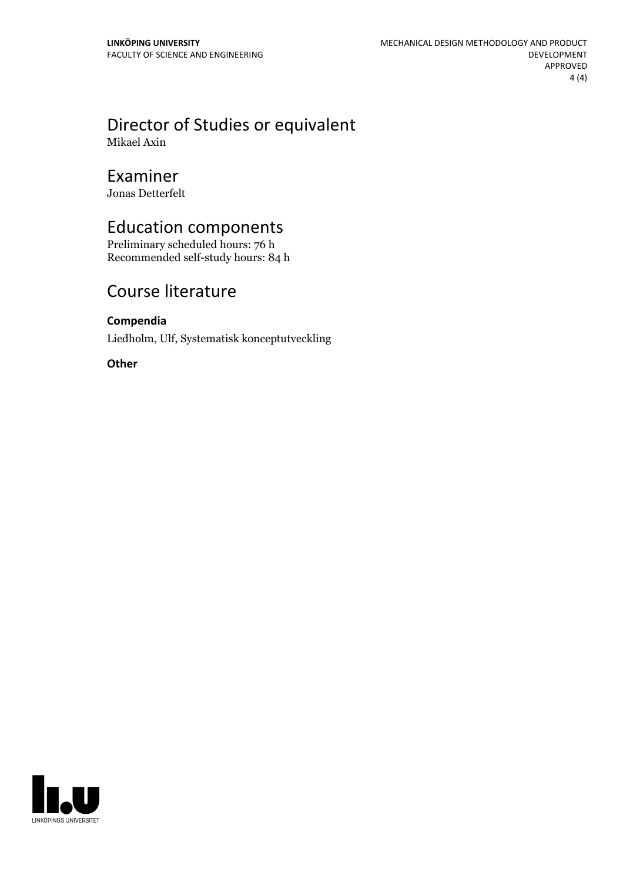## Director of Studies or equivalent

Mikael Axin

## Examiner

Jonas Detterfelt

## Education components

Preliminary scheduled hours: 76 h
Recommended self-study hours: 84 h

## Course literature

### Compendia

Liedholm, Ulf, Systematisk konceptutveckling

### Other